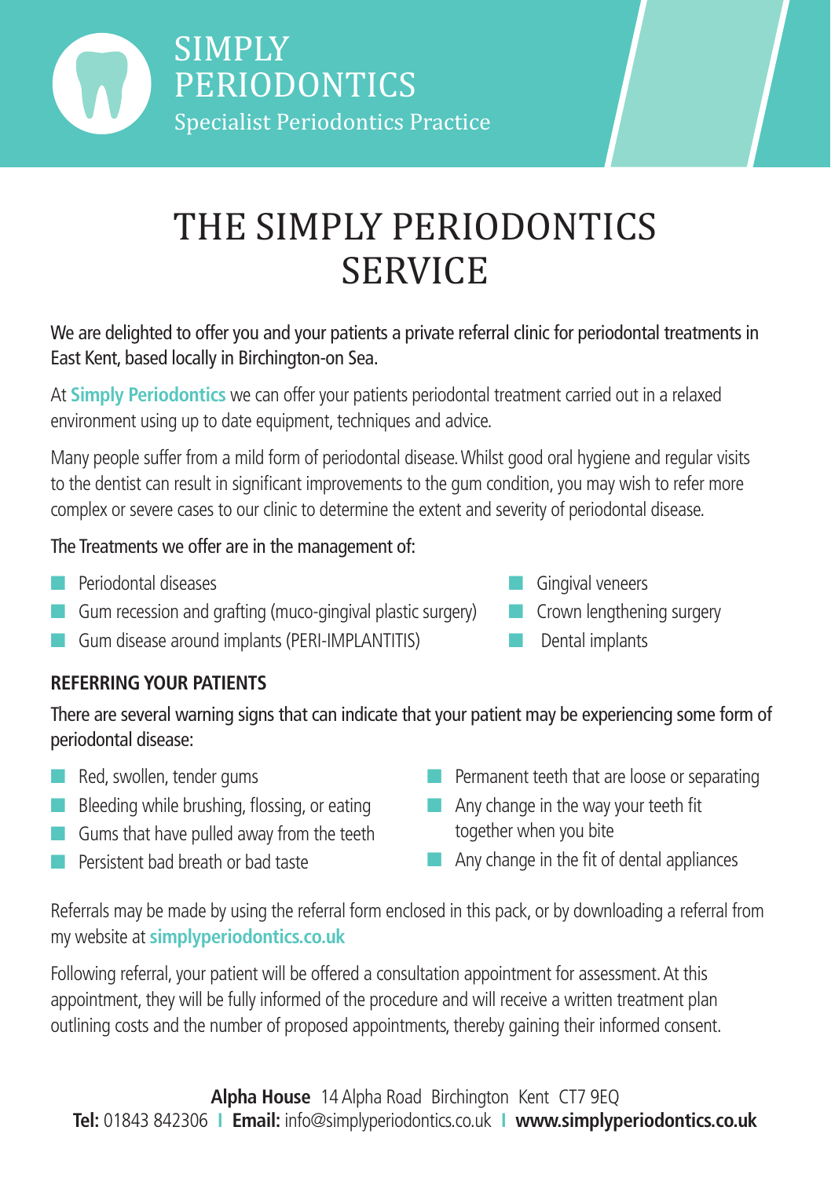SIMPLY PERIODONTICS
Specialist Periodontics Practice

# THE SIMPLY PERIODONTICS SERVICE

We are delighted to offer you and your patients a private referral clinic for periodontal treatments in East Kent, based locally in Birchington-on Sea.

At **Simply Periodontics** we can offer your patients periodontal treatment carried out in a relaxed environment using up to date equipment, techniques and advice.

Many people suffer from a mild form of periodontal disease. Whilst good oral hygiene and regular visits to the dentist can result in significant improvements to the gum condition, you may wish to refer more complex or severe cases to our clinic to determine the extent and severity of periodontal disease.

The Treatments we offer are in the management of:

- Periodontal diseases
- Gum recession and grafting (muco-gingival plastic surgery)
- Gum disease around implants (PERI-IMPLANTITIS)
- Gingival veneers
- Crown lengthening surgery
- Dental implants

## REFERRING YOUR PATIENTS

There are several warning signs that can indicate that your patient may be experiencing some form of periodontal disease:

- Red, swollen, tender gums
- Bleeding while brushing, flossing, or eating
- Gums that have pulled away from the teeth
- Persistent bad breath or bad taste
- Permanent teeth that are loose or separating
- Any change in the way your teeth fit together when you bite
- Any change in the fit of dental appliances

Referrals may be made by using the referral form enclosed in this pack, or by downloading a referral from my website at **simplyperiodontics.co.uk**

Following referral, your patient will be offered a consultation appointment for assessment. At this appointment, they will be fully informed of the procedure and will receive a written treatment plan outlining costs and the number of proposed appointments, thereby gaining their informed consent.

**Alpha House** 14 Alpha Road Birchington Kent CT7 9EQ
**Tel:** 01843 842306 | **Email:** info@simplyperiodontics.co.uk | **www.simplyperiodontics.co.uk**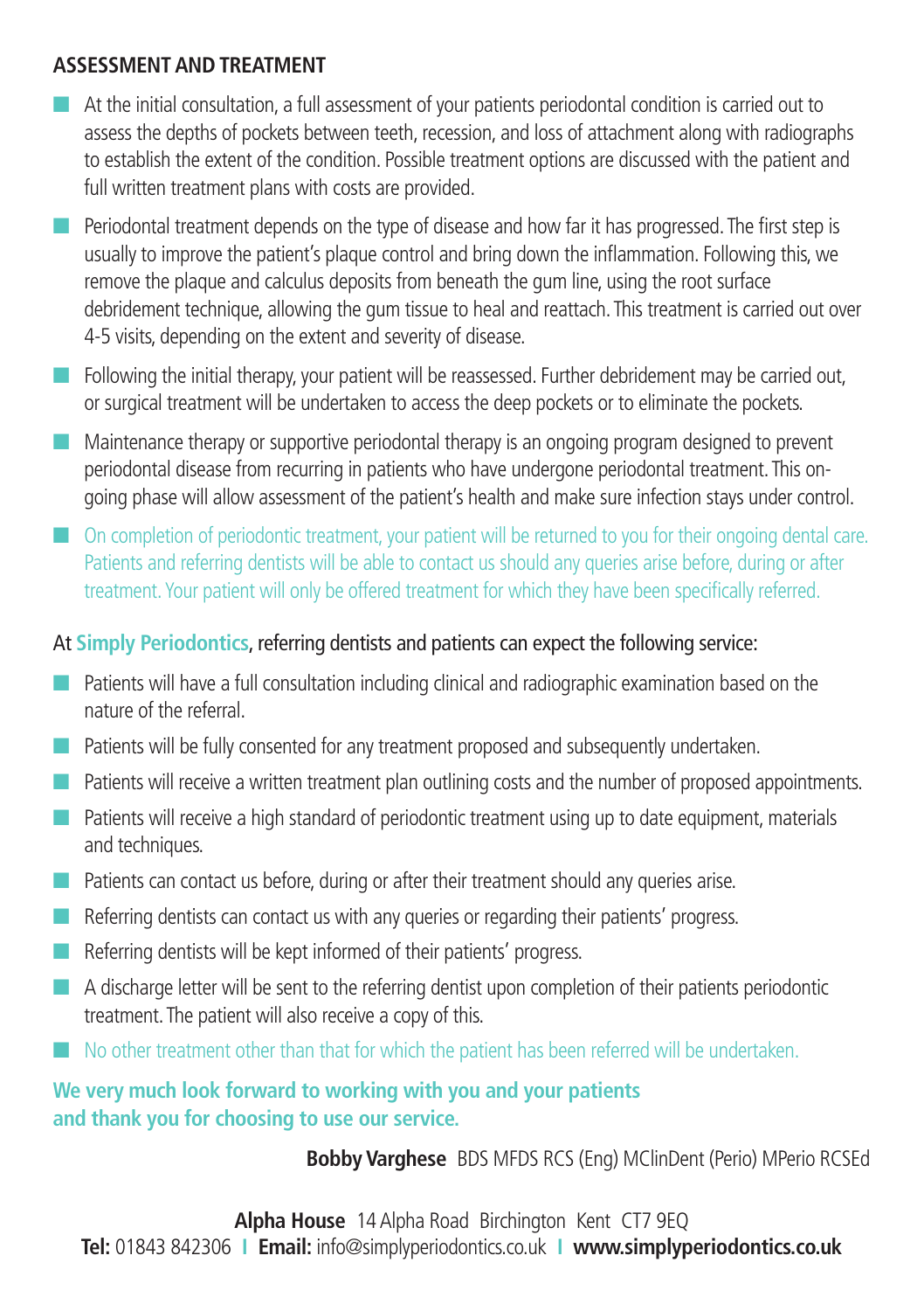## ASSESSMENT AND TREATMENT

- At the initial consultation, a full assessment of your patients periodontal condition is carried out to assess the depths of pockets between teeth, recession, and loss of attachment along with radiographs to establish the extent of the condition. Possible treatment options are discussed with the patient and full written treatment plans with costs are provided.
- Periodontal treatment depends on the type of disease and how far it has progressed. The first step is usually to improve the patient's plaque control and bring down the inflammation. Following this, we remove the plaque and calculus deposits from beneath the gum line, using the root surface debridement technique, allowing the gum tissue to heal and reattach. This treatment is carried out over 4-5 visits, depending on the extent and severity of disease.
- Following the initial therapy, your patient will be reassessed. Further debridement may be carried out, or surgical treatment will be undertaken to access the deep pockets or to eliminate the pockets.
- Maintenance therapy or supportive periodontal therapy is an ongoing program designed to prevent periodontal disease from recurring in patients who have undergone periodontal treatment. This on-going phase will allow assessment of the patient's health and make sure infection stays under control.
- On completion of periodontic treatment, your patient will be returned to you for their ongoing dental care. Patients and referring dentists will be able to contact us should any queries arise before, during or after treatment. Your patient will only be offered treatment for which they have been specifically referred.

At **Simply Periodontics**, referring dentists and patients can expect the following service:

- Patients will have a full consultation including clinical and radiographic examination based on the nature of the referral.
- Patients will be fully consented for any treatment proposed and subsequently undertaken.
- Patients will receive a written treatment plan outlining costs and the number of proposed appointments.
- Patients will receive a high standard of periodontic treatment using up to date equipment, materials and techniques.
- Patients can contact us before, during or after their treatment should any queries arise.
- Referring dentists can contact us with any queries or regarding their patients' progress.
- Referring dentists will be kept informed of their patients' progress.
- A discharge letter will be sent to the referring dentist upon completion of their patients periodontic treatment. The patient will also receive a copy of this.
- No other treatment other than that for which the patient has been referred will be undertaken.

**We very much look forward to working with you and your patients and thank you for choosing to use our service.**

**Bobby Varghese** BDS MFDS RCS (Eng) MClinDent (Perio) MPerio RCSEd

**Alpha House** 14 Alpha Road Birchington Kent CT7 9EQ
**Tel:** 01843 842306 | **Email:** info@simplyperiodontics.co.uk | **www.simplyperiodontics.co.uk**